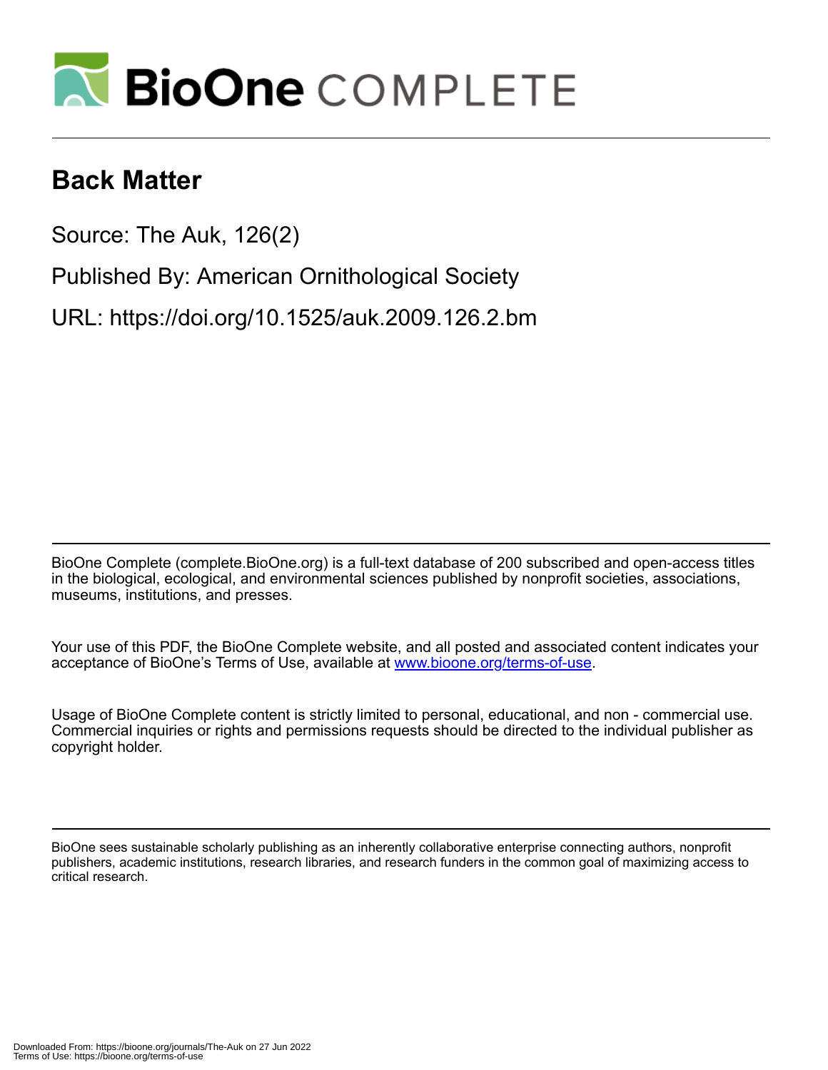# BioOne COMPLETE

# Back Matter

Source: The Auk, 126(2)

Published By: American Ornithological Society

URL: https://doi.org/10.1525/auk.2009.126.2.bm

BioOne Complete (complete.BioOne.org) is a full-text database of 200 subscribed and open-access titles in the biological, ecological, and environmental sciences published by nonprofit societies, associations, museums, institutions, and presses.

Your use of this PDF, the BioOne Complete website, and all posted and associated content indicates your acceptance of BioOne's Terms of Use, available at [www.bioone.org/terms-of-use](www.bioone.org/terms-of-use).

Usage of BioOne Complete content is strictly limited to personal, educational, and non - commercial use. Commercial inquiries or rights and permissions requests should be directed to the individual publisher as copyright holder.

BioOne sees sustainable scholarly publishing as an inherently collaborative enterprise connecting authors, nonprofit publishers, academic institutions, research libraries, and research funders in the common goal of maximizing access to critical research.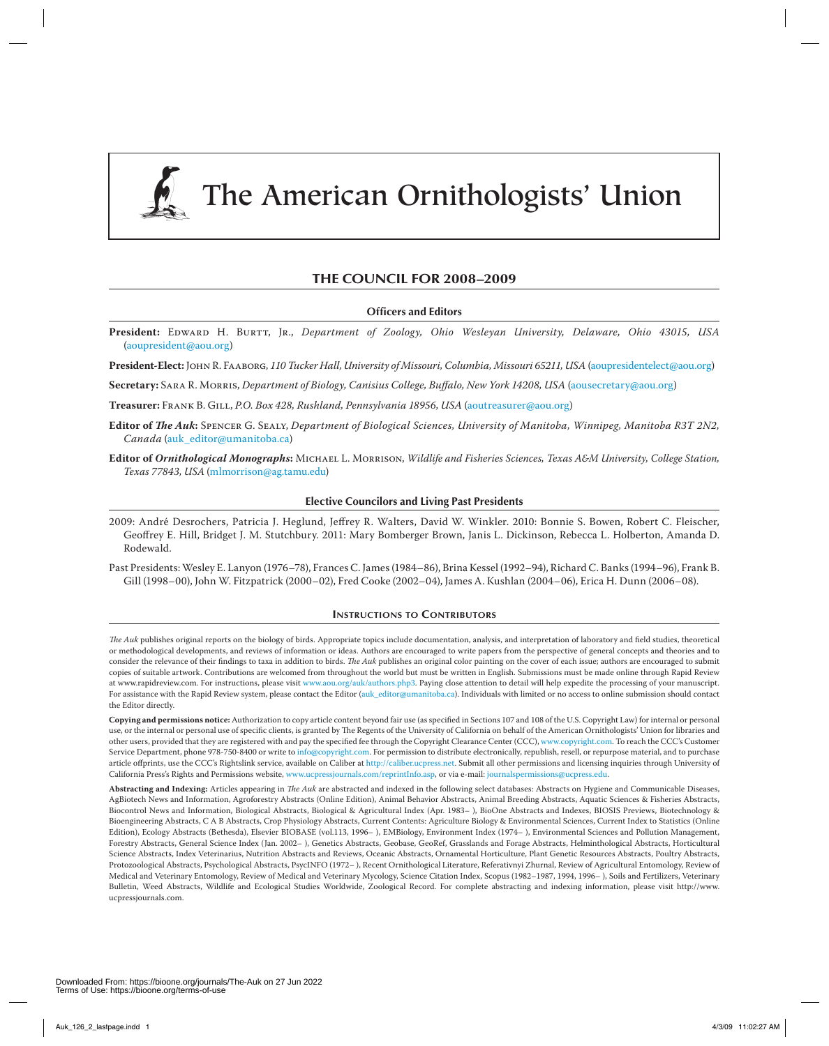# The American Ornithologists' Union

## THE COUNCIL FOR 2008–2009

### Officers and Editors

**President:** Edward H. Burtt, Jr., *Department of Zoology, Ohio Wesleyan University, Delaware, Ohio 43015, USA* (aoupresident@aou.org)

**President-Elect:** John R. Faaborg, *110 Tucker Hall, University of Missouri, Columbia, Missouri 65211, USA* (aoupresidentelect@aou.org)

**Secretary:** Sara R. Morris, *Department of Biology, Canisius College, Buffalo, New York 14208, USA* (aousecretary@aou.org)

**Treasurer:** Frank B. Gill, *P.O. Box 428, Rushland, Pennsylvania 18956, USA* (aoutreasurer@aou.org)

**Editor of *The Auk*:** Spencer G. Sealy, *Department of Biological Sciences, University of Manitoba, Winnipeg, Manitoba R3T 2N2, Canada* (auk_editor@umanitoba.ca)

**Editor of *Ornithological Monographs*:** Michael L. Morrison, *Wildlife and Fisheries Sciences, Texas A&M University, College Station, Texas 77843, USA* (mlmorrison@ag.tamu.edu)

### Elective Councilors and Living Past Presidents

2009: André Desrochers, Patricia J. Heglund, Jeffrey R. Walters, David W. Winkler. 2010: Bonnie S. Bowen, Robert C. Fleischer, Geoffrey E. Hill, Bridget J. M. Stutchbury. 2011: Mary Bomberger Brown, Janis L. Dickinson, Rebecca L. Holberton, Amanda D. Rodewald.

Past Presidents: Wesley E. Lanyon (1976–78), Frances C. James (1984–86), Brina Kessel (1992–94), Richard C. Banks (1994–96), Frank B. Gill (1998–00), John W. Fitzpatrick (2000–02), Fred Cooke (2002–04), James A. Kushlan (2004–06), Erica H. Dunn (2006–08).

### Instructions to Contributors

*The Auk* publishes original reports on the biology of birds. Appropriate topics include documentation, analysis, and interpretation of laboratory and field studies, theoretical or methodological developments, and reviews of information or ideas. Authors are encouraged to write papers from the perspective of general concepts and theories and to consider the relevance of their findings to taxa in addition to birds. *The Auk* publishes an original color painting on the cover of each issue; authors are encouraged to submit copies of suitable artwork. Contributions are welcomed from throughout the world but must be written in English. Submissions must be made online through Rapid Review at www.rapidreview.com. For instructions, please visit www.aou.org/auk/authors.php3. Paying close attention to detail will help expedite the processing of your manuscript. For assistance with the Rapid Review system, please contact the Editor (auk_editor@umanitoba.ca). Individuals with limited or no access to online submission should contact the Editor directly.

**Copying and permissions notice:** Authorization to copy article content beyond fair use (as specified in Sections 107 and 108 of the U.S. Copyright Law) for internal or personal use, or the internal or personal use of specific clients, is granted by The Regents of the University of California on behalf of the American Ornithologists' Union for libraries and other users, provided that they are registered with and pay the specified fee through the Copyright Clearance Center (CCC), www.copyright.com. To reach the CCC's Customer Service Department, phone 978-750-8400 or write to info@copyright.com. For permission to distribute electronically, republish, resell, or repurpose material, and to purchase article offprints, use the CCC's Rightslink service, available on Caliber at http://caliber.ucpress.net. Submit all other permissions and licensing inquiries through University of California Press's Rights and Permissions website, www.ucpressjournals.com/reprintInfo.asp, or via e-mail: journalspermissions@ucpress.edu.

**Abstracting and Indexing:** Articles appearing in *The Auk* are abstracted and indexed in the following select databases: Abstracts on Hygiene and Communicable Diseases, AgBiotech News and Information, Agroforestry Abstracts (Online Edition), Animal Behavior Abstracts, Animal Breeding Abstracts, Aquatic Sciences & Fisheries Abstracts, Biocontrol News and Information, Biological Abstracts, Biological & Agricultural Index (Apr. 1983– ), BioOne Abstracts and Indexes, BIOSIS Previews, Biotechnology & Bioengineering Abstracts, C A B Abstracts, Crop Physiology Abstracts, Current Contents: Agriculture Biology & Environmental Sciences, Current Index to Statistics (Online Edition), Ecology Abstracts (Bethesda), Elsevier BIOBASE (vol.113, 1996– ), EMBiology, Environment Index (1974– ), Environmental Sciences and Pollution Management, Forestry Abstracts, General Science Index (Jan. 2002– ), Genetics Abstracts, Geobase, GeoRef, Grasslands and Forage Abstracts, Helminthological Abstracts, Horticultural Science Abstracts, Index Veterinarius, Nutrition Abstracts and Reviews, Oceanic Abstracts, Ornamental Horticulture, Plant Genetic Resources Abstracts, Poultry Abstracts, Protozoological Abstracts, Psychological Abstracts, PsycINFO (1972– ), Recent Ornithological Literature, Referativnyi Zhurnal, Review of Agricultural Entomology, Review of Medical and Veterinary Entomology, Review of Medical and Veterinary Mycology, Science Citation Index, Scopus (1982–1987, 1994, 1996– ), Soils and Fertilizers, Veterinary Bulletin, Weed Abstracts, Wildlife and Ecological Studies Worldwide, Zoological Record. For complete abstracting and indexing information, please visit http://www.ucpressjournals.com.